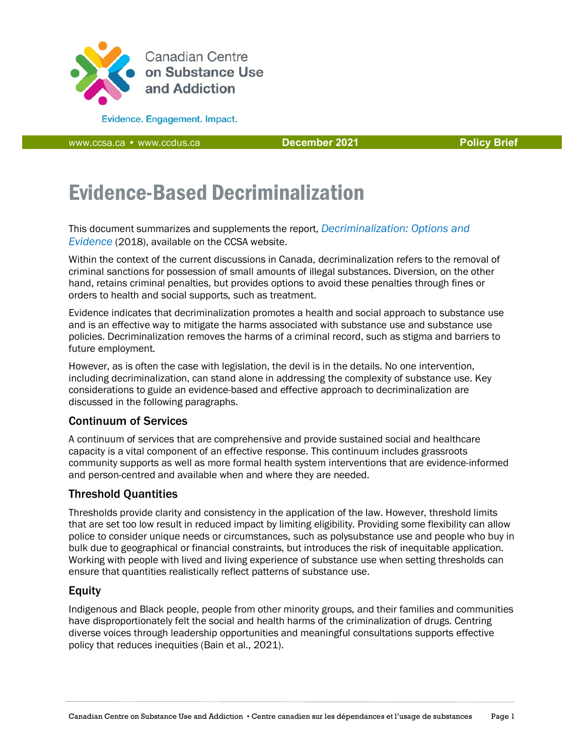# Evidence-Based Decriminalization

This document summarizes and supplements the report, *Decriminalization: Options and Evidence* (2018), available on the CCSA website.

Within the context of the current discussions in Canada, decriminalization refers to the removal of criminal sanctions for possession of small amounts of illegal substances. Diversion, on the other hand, retains criminal penalties, but provides options to avoid these penalties through fines or orders to health and social supports, such as treatment.

Evidence indicates that decriminalization promotes a health and social approach to substance use and is an effective way to mitigate the harms associated with substance use and substance use policies. Decriminalization removes the harms of a criminal record, such as stigma and barriers to future employment.

However, as is often the case with legislation, the devil is in the details. No one intervention, including decriminalization, can stand alone in addressing the complexity of substance use. Key considerations to guide an evidence-based and effective approach to decriminalization are discussed in the following paragraphs.

## Continuum of Services

A continuum of services that are comprehensive and provide sustained social and healthcare capacity is a vital component of an effective response. This continuum includes grassroots community supports as well as more formal health system interventions that are evidence-informed and person-centred and available when and where they are needed.

## Threshold Quantities

Thresholds provide clarity and consistency in the application of the law. However, threshold limits that are set too low result in reduced impact by limiting eligibility. Providing some flexibility can allow police to consider unique needs or circumstances, such as polysubstance use and people who buy in bulk due to geographical or financial constraints, but introduces the risk of inequitable application. Working with people with lived and living experience of substance use when setting thresholds can ensure that quantities realistically reflect patterns of substance use.

## Equity

Indigenous and Black people, people from other minority groups, and their families and communities have disproportionately felt the social and health harms of the criminalization of drugs. Centring diverse voices through leadership opportunities and meaningful consultations supports effective policy that reduces inequities (Bain et al., 2021).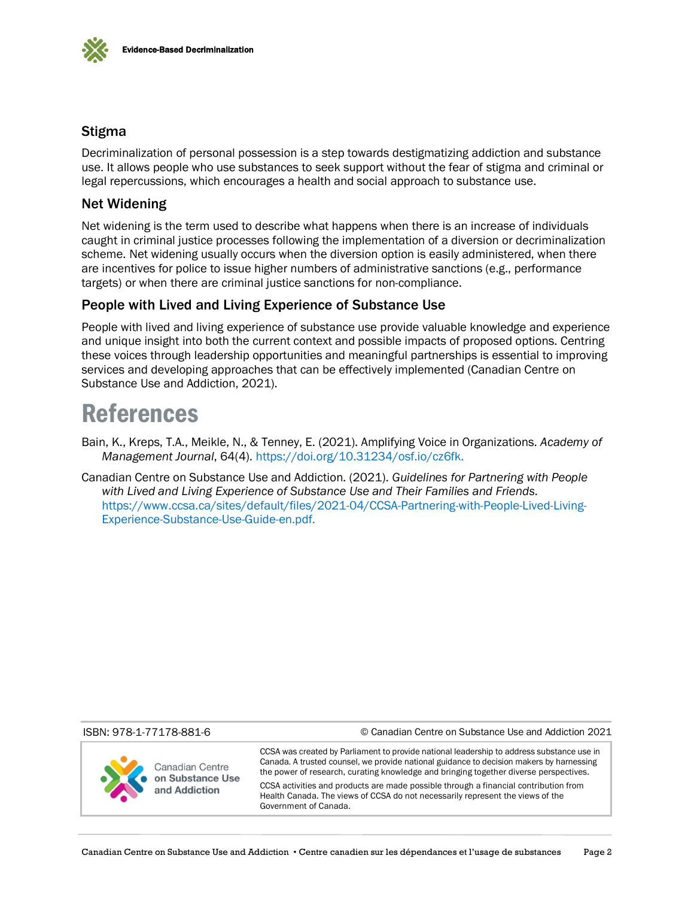## Stigma

Decriminalization of personal possession is a step towards destigmatizing addiction and substance use. It allows people who use substances to seek support without the fear of stigma and criminal or legal repercussions, which encourages a health and social approach to substance use.

## Net Widening

Net widening is the term used to describe what happens when there is an increase of individuals caught in criminal justice processes following the implementation of a diversion or decriminalization scheme. Net widening usually occurs when the diversion option is easily administered, when there are incentives for police to issue higher numbers of administrative sanctions (e.g., performance targets) or when there are criminal justice sanctions for non-compliance.

## People with Lived and Living Experience of Substance Use

People with lived and living experience of substance use provide valuable knowledge and experience and unique insight into both the current context and possible impacts of proposed options. Centring these voices through leadership opportunities and meaningful partnerships is essential to improving services and developing approaches that can be effectively implemented (Canadian Centre on Substance Use and Addiction, 2021).

# References

Bain, K., Kreps, T.A., Meikle, N., & Tenney, E. (2021). Amplifying Voice in Organizations. *Academy of Management Journal*, 64(4). https://doi.org/10.31234/osf.io/cz6fk.

Canadian Centre on Substance Use and Addiction. (2021). *Guidelines for Partnering with People with Lived and Living Experience of Substance Use and Their Families and Friends*. https://www.ccsa.ca/sites/default/files/2021-04/CCSA-Partnering-with-People-Lived-Living-Experience-Substance-Use-Guide-en.pdf.

ISBN: 978-1-77178-881-6

© Canadian Centre on Substance Use and Addiction 2021

Canadian Centre on Substance Use and Addiction

CCSA was created by Parliament to provide national leadership to address substance use in Canada. A trusted counsel, we provide national guidance to decision makers by harnessing the power of research, curating knowledge and bringing together diverse perspectives.

CCSA activities and products are made possible through a financial contribution from Health Canada. The views of CCSA do not necessarily represent the views of the Government of Canada.